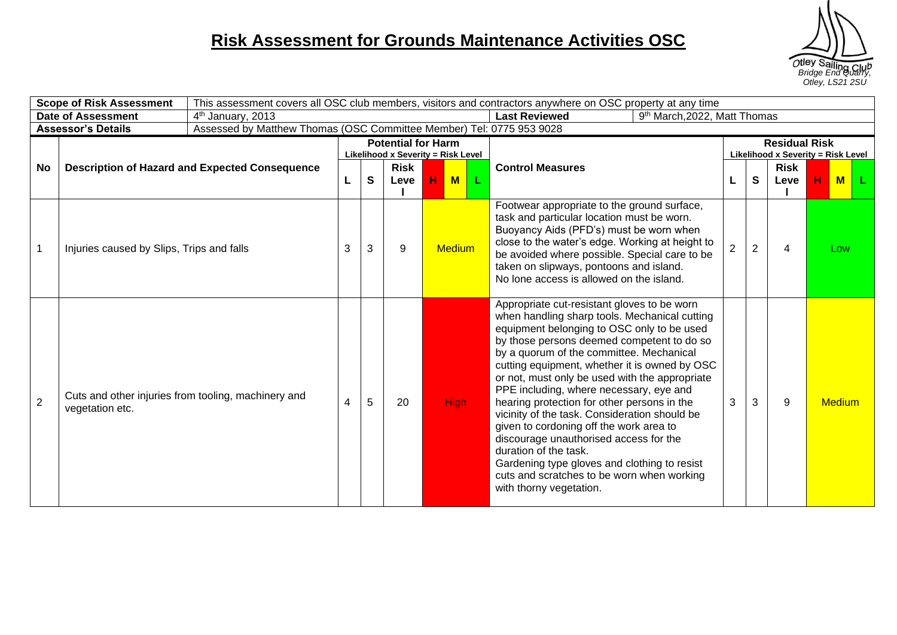# Risk Assessment for Grounds Maintenance Activities OSC

Otley Sailing Club
Bridge End Quarry,
Otley, LS21 2SU

| Scope of Risk Assessment | This assessment covers all OSC club members, visitors and contractors anywhere on OSC property at any time | | |
|---|---|---|---|
| Date of Assessment | 4th January, 2013 | Last Reviewed | 9th March,2022, Matt Thomas |
| Assessor's Details | Assessed by Matthew Thomas (OSC Committee Member) Tel: 0775 953 9028 | | |

| No | Description of Hazard and Expected Consequence | Potential for Harm Likelihood x Severity = Risk Level | | | | Control Measures | Residual Risk Likelihood x Severity = Risk Level | | | |
|---|---|---|---|---|---|---|---|---|---|---|
| | | L | S | Risk Level | H M L | | L | S | Risk Level | H M L |
| 1 | Injuries caused by Slips, Trips and falls | 3 | 3 | 9 | Medium | Footwear appropriate to the ground surface, task and particular location must be worn. Buoyancy Aids (PFD's) must be worn when close to the water's edge. Working at height to be avoided where possible. Special care to be taken on slipways, pontoons and island. No lone access is allowed on the island. | 2 | 2 | 4 | Low |
| 2 | Cuts and other injuries from tooling, machinery and vegetation etc. | 4 | 5 | 20 | High | Appropriate cut-resistant gloves to be worn when handling sharp tools. Mechanical cutting equipment belonging to OSC only to be used by those persons deemed competent to do so by a quorum of the committee. Mechanical cutting equipment, whether it is owned by OSC or not, must only be used with the appropriate PPE including, where necessary, eye and hearing protection for other persons in the vicinity of the task. Consideration should be given to cordoning off the work area to discourage unauthorised access for the duration of the task. Gardening type gloves and clothing to resist cuts and scratches to be worn when working with thorny vegetation. | 3 | 3 | 9 | Medium |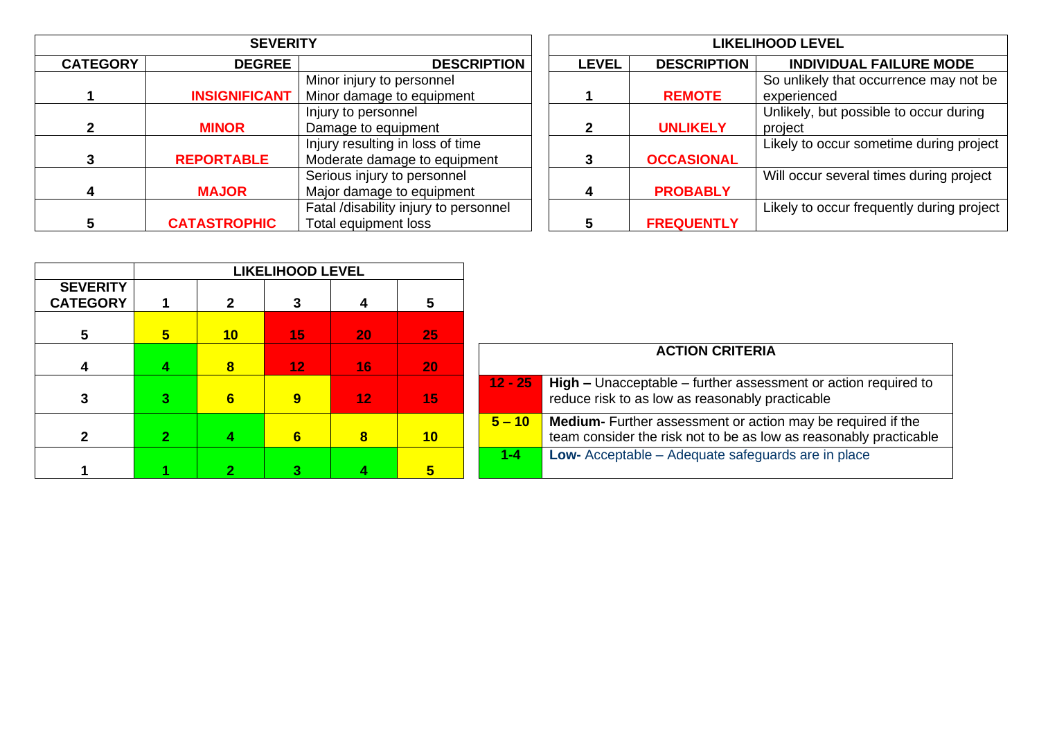| SEVERITY | | |
|---|---|---|
| **CATEGORY** | **DEGREE** | **DESCRIPTION** |
| 1 | **INSIGNIFICANT** | Minor injury to personnel<br>Minor damage to equipment |
| 2 | **MINOR** | Injury to personnel<br>Damage to equipment |
| 3 | **REPORTABLE** | Injury resulting in loss of time<br>Moderate damage to equipment |
| 4 | **MAJOR** | Serious injury to personnel<br>Major damage to equipment |
| 5 | **CATASTROPHIC** | Fatal /disability injury to personnel<br>Total equipment loss |

| LIKELIHOOD LEVEL | | |
|---|---|---|
| **LEVEL** | **DESCRIPTION** | **INDIVIDUAL FAILURE MODE** |
| 1 | **REMOTE** | So unlikely that occurrence may not be experienced |
| 2 | **UNLIKELY** | Unlikely, but possible to occur during project |
| 3 | **OCCASIONAL** | Likely to occur sometime during project |
| 4 | **PROBABLY** | Will occur several times during project |
| 5 | **FREQUENTLY** | Likely to occur frequently during project |

| | **LIKELIHOOD LEVEL** | | | | |
|---|---|---|---|---|---|
| **SEVERITY CATEGORY** | **1** | **2** | **3** | **4** | **5** |
| **5** | **5** | **10** | **15** | **20** | **25** |
| **4** | **4** | **8** | **12** | **16** | **20** |
| **3** | **3** | **6** | **9** | **12** | **15** |
| **2** | **2** | **4** | **6** | **8** | **10** |
| **1** | **1** | **2** | **3** | **4** | **5** |

| ACTION CRITERIA | |
|---|---|
| **12 - 25** | **High –** Unacceptable – further assessment or action required to reduce risk to as low as reasonably practicable |
| **5 – 10** | **Medium-** Further assessment or action may be required if the team consider the risk not to be as low as reasonably practicable |
| **1-4** | **Low-** Acceptable – Adequate safeguards are in place |